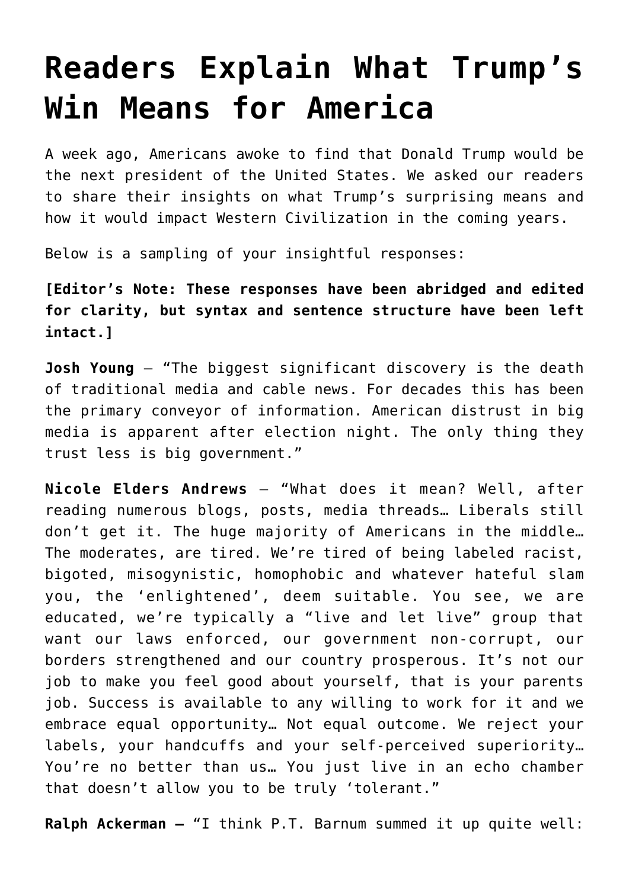# Readers Explain What Trump's Win Means for America

A week ago, Americans awoke to find that Donald Trump would be the next president of the United States. We asked our readers to share their insights on what Trump's surprising means and how it would impact Western Civilization in the coming years.

Below is a sampling of your insightful responses:

**[Editor's Note: These responses have been abridged and edited for clarity, but syntax and sentence structure have been left intact.]**

**Josh Young** – "The biggest significant discovery is the death of traditional media and cable news. For decades this has been the primary conveyor of information. American distrust in big media is apparent after election night. The only thing they trust less is big government."

**Nicole Elders Andrews** – "What does it mean? Well, after reading numerous blogs, posts, media threads… Liberals still don't get it. The huge majority of Americans in the middle… The moderates, are tired. We're tired of being labeled racist, bigoted, misogynistic, homophobic and whatever hateful slam you, the 'enlightened', deem suitable. You see, we are educated, we're typically a "live and let live" group that want our laws enforced, our government non-corrupt, our borders strengthened and our country prosperous. It's not our job to make you feel good about yourself, that is your parents job. Success is available to any willing to work for it and we embrace equal opportunity… Not equal outcome. We reject your labels, your handcuffs and your self-perceived superiority… You're no better than us… You just live in an echo chamber that doesn't allow you to be truly 'tolerant."

**Ralph Ackerman –** "I think P.T. Barnum summed it up quite well: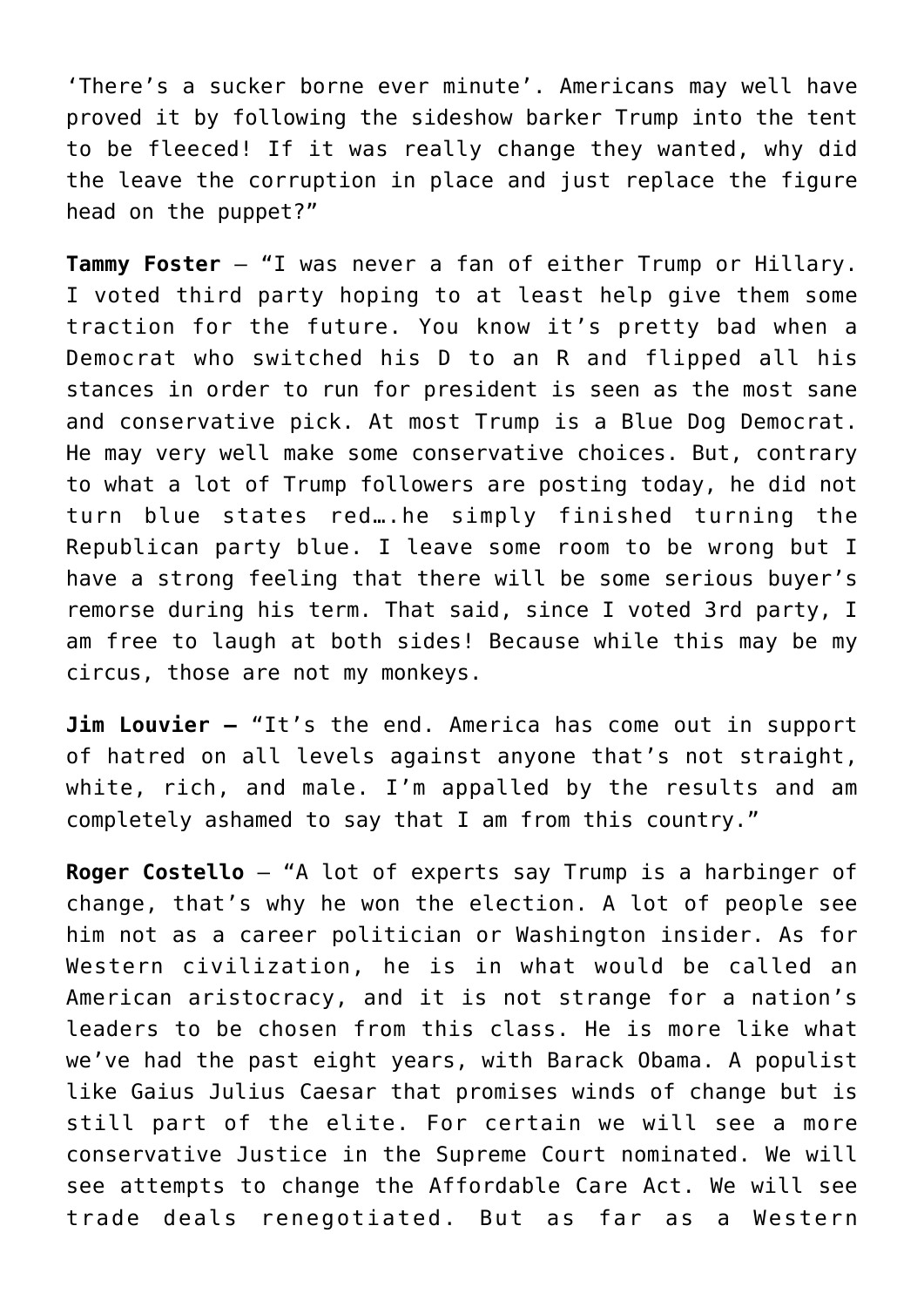'There's a sucker borne ever minute'. Americans may well have proved it by following the sideshow barker Trump into the tent to be fleeced! If it was really change they wanted, why did the leave the corruption in place and just replace the figure head on the puppet?"

**Tammy Foster** – "I was never a fan of either Trump or Hillary. I voted third party hoping to at least help give them some traction for the future. You know it's pretty bad when a Democrat who switched his D to an R and flipped all his stances in order to run for president is seen as the most sane and conservative pick. At most Trump is a Blue Dog Democrat. He may very well make some conservative choices. But, contrary to what a lot of Trump followers are posting today, he did not turn blue states red….he simply finished turning the Republican party blue. I leave some room to be wrong but I have a strong feeling that there will be some serious buyer's remorse during his term. That said, since I voted 3rd party, I am free to laugh at both sides! Because while this may be my circus, those are not my monkeys.

**Jim Louvier –** "It's the end. America has come out in support of hatred on all levels against anyone that's not straight, white, rich, and male. I'm appalled by the results and am completely ashamed to say that I am from this country."

**Roger Costello** – "A lot of experts say Trump is a harbinger of change, that's why he won the election. A lot of people see him not as a career politician or Washington insider. As for Western civilization, he is in what would be called an American aristocracy, and it is not strange for a nation's leaders to be chosen from this class. He is more like what we've had the past eight years, with Barack Obama. A populist like Gaius Julius Caesar that promises winds of change but is still part of the elite. For certain we will see a more conservative Justice in the Supreme Court nominated. We will see attempts to change the Affordable Care Act. We will see trade deals renegotiated. But as far as a Western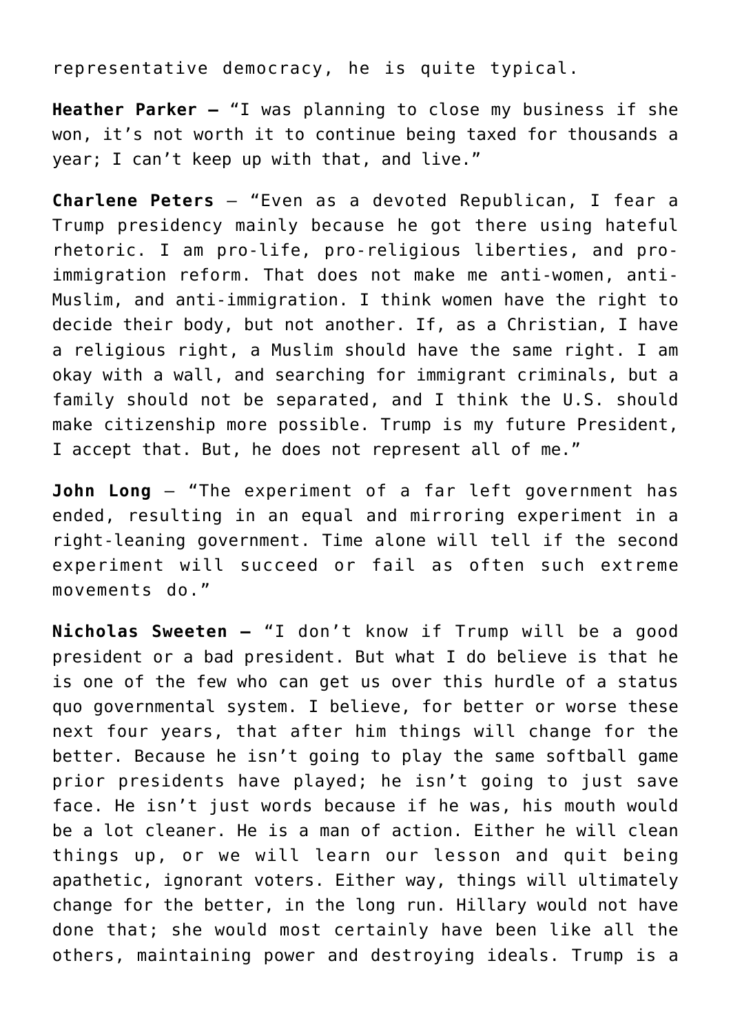representative democracy, he is quite typical.

**Heather Parker –** "I was planning to close my business if she won, it's not worth it to continue being taxed for thousands a year; I can't keep up with that, and live."

**Charlene Peters** – "Even as a devoted Republican, I fear a Trump presidency mainly because he got there using hateful rhetoric. I am pro-life, pro-religious liberties, and pro-immigration reform. That does not make me anti-women, anti-Muslim, and anti-immigration. I think women have the right to decide their body, but not another. If, as a Christian, I have a religious right, a Muslim should have the same right. I am okay with a wall, and searching for immigrant criminals, but a family should not be separated, and I think the U.S. should make citizenship more possible. Trump is my future President, I accept that. But, he does not represent all of me."

**John Long** – "The experiment of a far left government has ended, resulting in an equal and mirroring experiment in a right-leaning government. Time alone will tell if the second experiment will succeed or fail as often such extreme movements do."

**Nicholas Sweeten –** "I don't know if Trump will be a good president or a bad president. But what I do believe is that he is one of the few who can get us over this hurdle of a status quo governmental system. I believe, for better or worse these next four years, that after him things will change for the better. Because he isn't going to play the same softball game prior presidents have played; he isn't going to just save face. He isn't just words because if he was, his mouth would be a lot cleaner. He is a man of action. Either he will clean things up, or we will learn our lesson and quit being apathetic, ignorant voters. Either way, things will ultimately change for the better, in the long run. Hillary would not have done that; she would most certainly have been like all the others, maintaining power and destroying ideals. Trump is a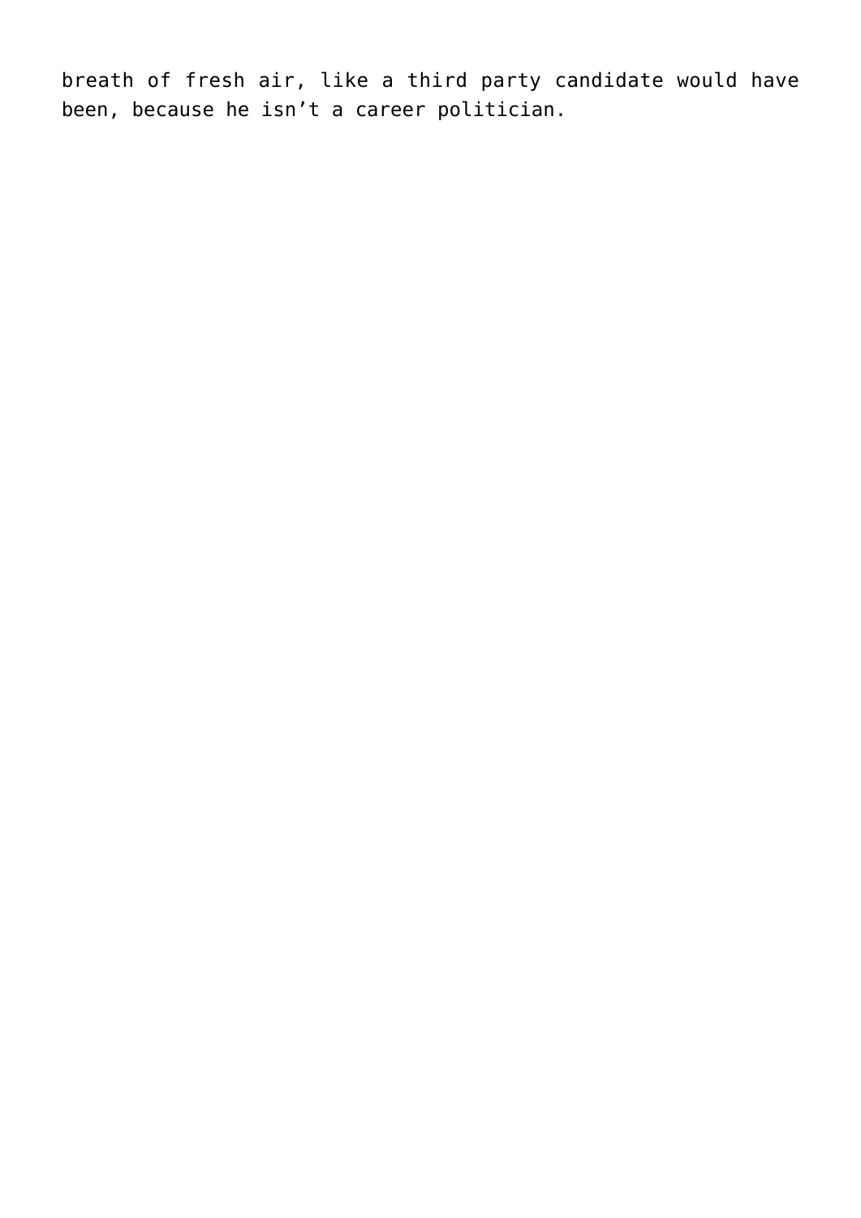breath of fresh air, like a third party candidate would have been, because he isn’t a career politician.